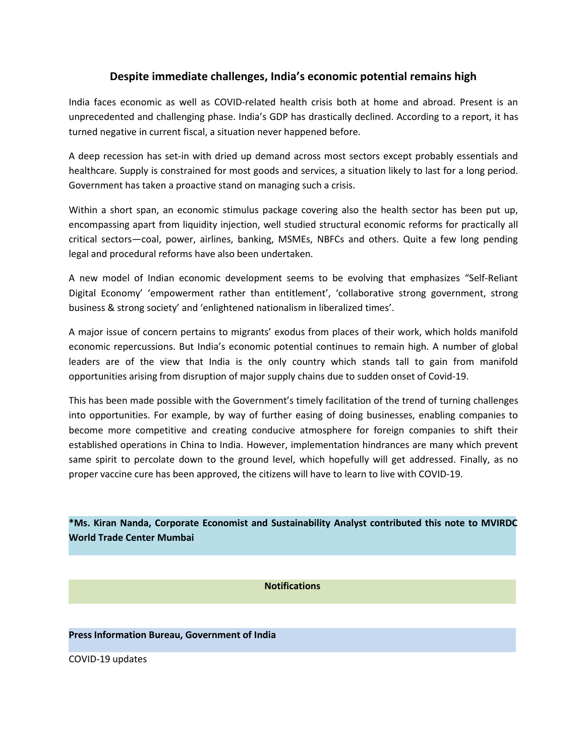## Despite immediate challenges, India's economic potential remains high

India faces economic as well as COVID-related health crisis both at home and abroad. Present is an unprecedented and challenging phase. India's GDP has drastically declined. According to a report, it has turned negative in current fiscal, a situation never happened before.

A deep recession has set-in with dried up demand across most sectors except probably essentials and healthcare. Supply is constrained for most goods and services, a situation likely to last for a long period. Government has taken a proactive stand on managing such a crisis.

Within a short span, an economic stimulus package covering also the health sector has been put up, encompassing apart from liquidity injection, well studied structural economic reforms for practically all critical sectors—coal, power, airlines, banking, MSMEs, NBFCs and others. Quite a few long pending legal and procedural reforms have also been undertaken.

A new model of Indian economic development seems to be evolving that emphasizes "Self-Reliant Digital Economy' 'empowerment rather than entitlement', 'collaborative strong government, strong business & strong society' and 'enlightened nationalism in liberalized times'.

A major issue of concern pertains to migrants' exodus from places of their work, which holds manifold economic repercussions. But India's economic potential continues to remain high. A number of global leaders are of the view that India is the only country which stands tall to gain from manifold opportunities arising from disruption of major supply chains due to sudden onset of Covid-19.

This has been made possible with the Government's timely facilitation of the trend of turning challenges into opportunities. For example, by way of further easing of doing businesses, enabling companies to become more competitive and creating conducive atmosphere for foreign companies to shift their established operations in China to India. However, implementation hindrances are many which prevent same spirit to percolate down to the ground level, which hopefully will get addressed. Finally, as no proper vaccine cure has been approved, the citizens will have to learn to live with COVID-19.

**\*Ms. Kiran Nanda, Corporate Economist and Sustainability Analyst contributed this note to MVIRDC World Trade Center Mumbai**

**Notifications**

**Press Information Bureau, Government of India**

COVID-19 updates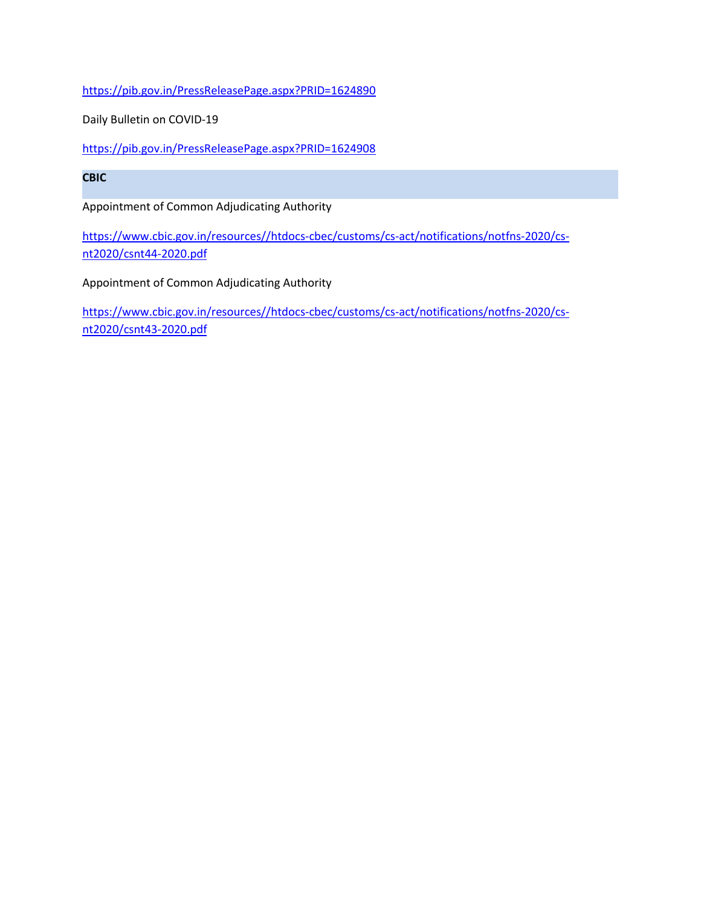https://pib.gov.in/PressReleasePage.aspx?PRID=1624890

Daily Bulletin on COVID-19

https://pib.gov.in/PressReleasePage.aspx?PRID=1624908

**CBIC**

Appointment of Common Adjudicating Authority

https://www.cbic.gov.in/resources//htdocs-cbec/customs/cs-act/notifications/notfns-2020/cs-nt2020/csnt44-2020.pdf

Appointment of Common Adjudicating Authority

https://www.cbic.gov.in/resources//htdocs-cbec/customs/cs-act/notifications/notfns-2020/cs-nt2020/csnt43-2020.pdf